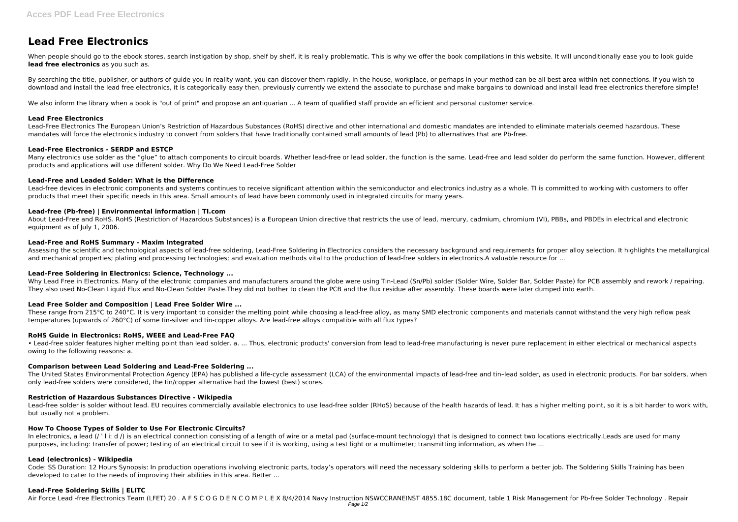# Lead Free Electronics

When people should go to the ebook stores, search instigation by shop, shelf by shelf, it is really problematic. This is why we offer the book compilations in this website. It will unconditionally ease you to look guide **lead free electronics** as you such as.

By searching the title, publisher, or authors of guide you in reality want, you can discover them rapidly. In the house, workplace, or perhaps in your method can be all best area within net connections. If you wish to download and install the lead free electronics, it is categorically easy then, previously currently we extend the associate to purchase and make bargains to download and install lead free electronics therefore simple!

We also inform the library when a book is "out of print" and propose an antiquarian ... A team of qualified staff provide an efficient and personal customer service.

### Lead Free Electronics

Lead-Free Electronics The European Union's Restriction of Hazardous Substances (RoHS) directive and other international and domestic mandates are intended to eliminate materials deemed hazardous. These mandates will force the electronics industry to convert from solders that have traditionally contained small amounts of lead (Pb) to alternatives that are Pb-free.

### Lead-Free Electronics - SERDP and ESTCP

Many electronics use solder as the "glue" to attach components to circuit boards. Whether lead-free or lead solder, the function is the same. Lead-free and lead solder do perform the same function. However, different products and applications will use different solder. Why Do We Need Lead-Free Solder

### Lead-Free and Leaded Solder: What is the Difference

Lead-free devices in electronic components and systems continues to receive significant attention within the semiconductor and electronics industry as a whole. TI is committed to working with customers to offer products that meet their specific needs in this area. Small amounts of lead have been commonly used in integrated circuits for many years.

### Lead-free (Pb-free) | Environmental information | TI.com

About Lead-Free and RoHS. RoHS (Restriction of Hazardous Substances) is a European Union directive that restricts the use of lead, mercury, cadmium, chromium (VI), PBBs, and PBDEs in electrical and electronic equipment as of July 1, 2006.

### Lead-Free and RoHS Summary - Maxim Integrated

Assessing the scientific and technological aspects of lead-free soldering, Lead-Free Soldering in Electronics considers the necessary background and requirements for proper alloy selection. It highlights the metallurgical and mechanical properties; plating and processing technologies; and evaluation methods vital to the production of lead-free solders in electronics.A valuable resource for ...

### Lead-Free Soldering in Electronics: Science, Technology ...

Why Lead Free in Electronics. Many of the electronic companies and manufacturers around the globe were using Tin-Lead (Sn/Pb) solder (Solder Wire, Solder Bar, Solder Paste) for PCB assembly and rework / repairing. They also used No-Clean Liquid Flux and No-Clean Solder Paste.They did not bother to clean the PCB and the flux residue after assembly. These boards were later dumped into earth.

### Lead Free Solder and Composition | Lead Free Solder Wire ...

These range from 215°C to 240°C. It is very important to consider the melting point while choosing a lead-free alloy, as many SMD electronic components and materials cannot withstand the very high reflow peak temperatures (upwards of 260°C) of some tin-silver and tin-copper alloys. Are lead-free alloys compatible with all flux types?

### RoHS Guide in Electronics: RoHS, WEEE and Lead-Free FAQ

• Lead-free solder features higher melting point than lead solder. a. ... Thus, electronic products' conversion from lead to lead-free manufacturing is never pure replacement in either electrical or mechanical aspects owing to the following reasons: a.

### Comparison between Lead Soldering and Lead-Free Soldering ...

The United States Environmental Protection Agency (EPA) has published a life-cycle assessment (LCA) of the environmental impacts of lead-free and tin–lead solder, as used in electronic products. For bar solders, when only lead-free solders were considered, the tin/copper alternative had the lowest (best) scores.

### Restriction of Hazardous Substances Directive - Wikipedia

Lead-free solder is solder without lead. EU requires commercially available electronics to use lead-free solder (RHoS) because of the health hazards of lead. It has a higher melting point, so it is a bit harder to work with, but usually not a problem.

### How To Choose Types of Solder to Use For Electronic Circuits?

In electronics, a lead (/ ˈ l iː d /) is an electrical connection consisting of a length of wire or a metal pad (surface-mount technology) that is designed to connect two locations electrically.Leads are used for many purposes, including: transfer of power; testing of an electrical circuit to see if it is working, using a test light or a multimeter; transmitting information, as when the ...

### Lead (electronics) - Wikipedia

Code: SS Duration: 12 Hours Synopsis: In production operations involving electronic parts, today's operators will need the necessary soldering skills to perform a better job. The Soldering Skills Training has been developed to cater to the needs of improving their abilities in this area. Better ...

### Lead-Free Soldering Skills | ELITC

Air Force Lead -free Electronics Team (LFET) 20 . A F S C O G D E N C O M P L E X 8/4/2014 Navy Instruction NSWCCRANEINST 4855.18C document, table 1 Risk Management for Pb-free Solder Technology . Repair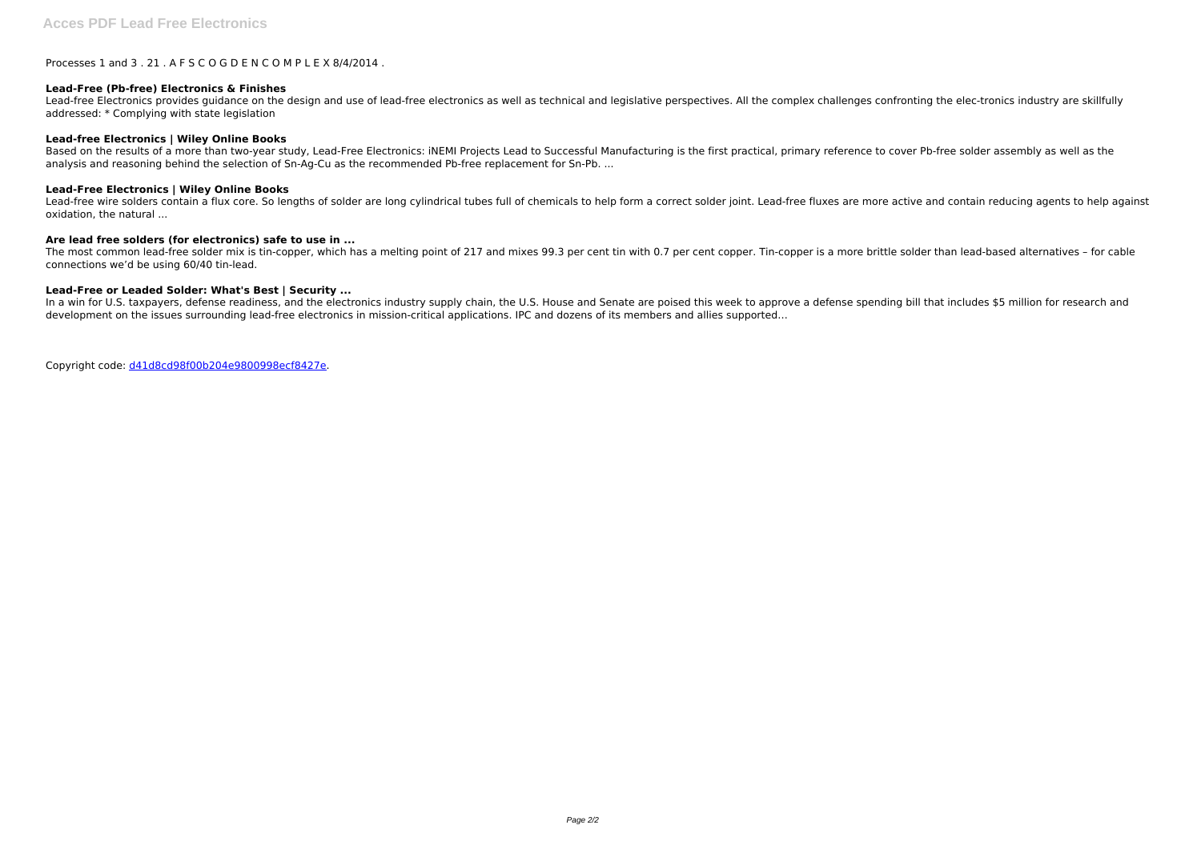Processes 1 and 3 . 21 . A F S C O G D E N C O M P L E X 8/4/2014 .

### Lead-Free (Pb-free) Electronics & Finishes

Lead-free Electronics provides guidance on the design and use of lead-free electronics as well as technical and legislative perspectives. All the complex challenges confronting the elec-tronics industry are skillfully addressed: * Complying with state legislation

### Lead-free Electronics | Wiley Online Books

Based on the results of a more than two-year study, Lead-Free Electronics: iNEMI Projects Lead to Successful Manufacturing is the first practical, primary reference to cover Pb-free solder assembly as well as the analysis and reasoning behind the selection of Sn-Ag-Cu as the recommended Pb-free replacement for Sn-Pb. ...

### Lead-Free Electronics | Wiley Online Books

Lead-free wire solders contain a flux core. So lengths of solder are long cylindrical tubes full of chemicals to help form a correct solder joint. Lead-free fluxes are more active and contain reducing agents to help against oxidation, the natural ...

### Are lead free solders (for electronics) safe to use in ...

The most common lead-free solder mix is tin-copper, which has a melting point of 217 and mixes 99.3 per cent tin with 0.7 per cent copper. Tin-copper is a more brittle solder than lead-based alternatives – for cable connections we'd be using 60/40 tin-lead.

### Lead-Free or Leaded Solder: What's Best | Security ...

In a win for U.S. taxpayers, defense readiness, and the electronics industry supply chain, the U.S. House and Senate are poised this week to approve a defense spending bill that includes $5 million for research and development on the issues surrounding lead-free electronics in mission-critical applications. IPC and dozens of its members and allies supported…

Copyright code: d41d8cd98f00b204e9800998ecf8427e.